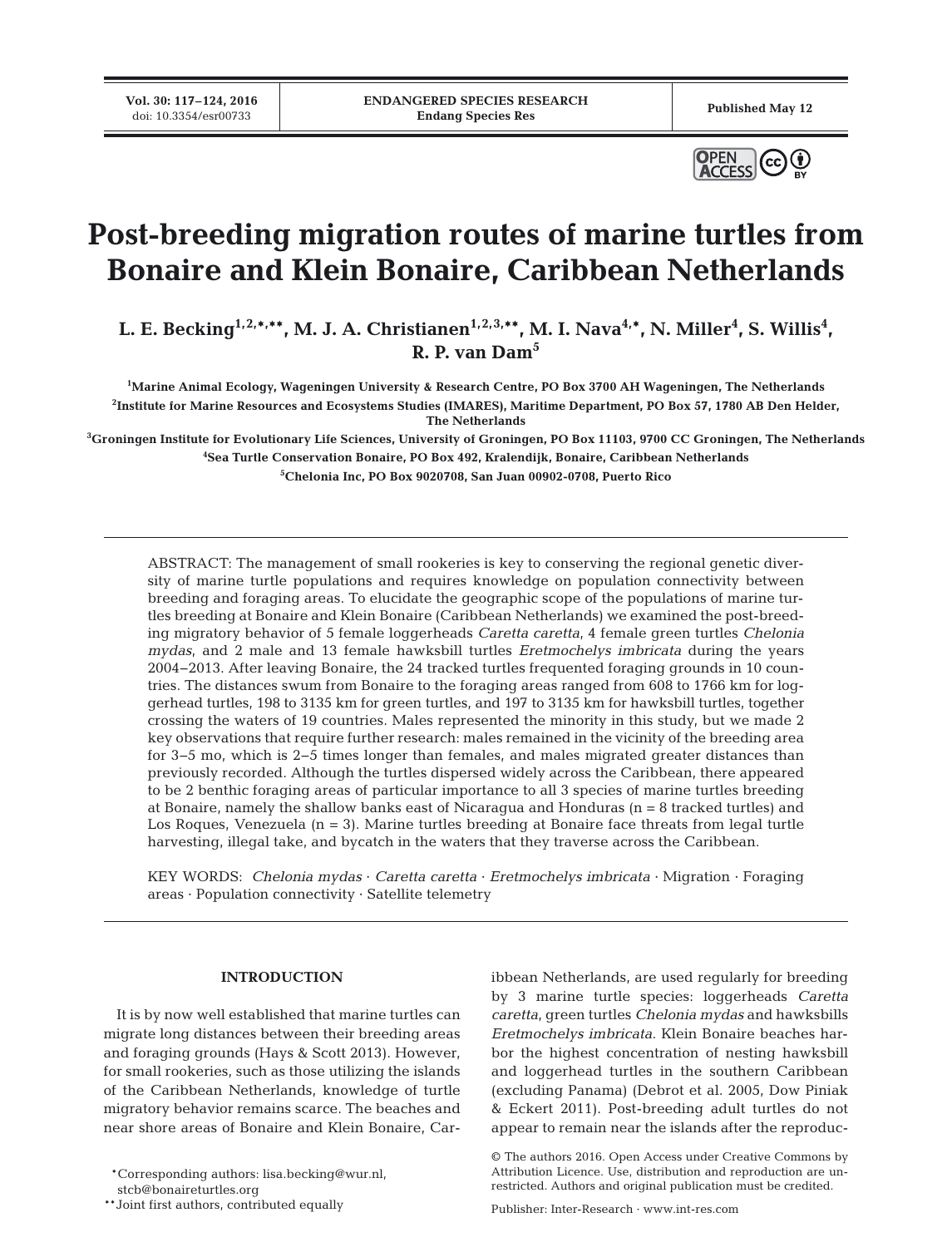# Post-breeding migration routes of marine turtles from Bonaire and Klein Bonaire, Caribbean Netherlands

**L. E. Becking[1,2,*,**], M. J. A. Christianen[1,2,3,**], M. I. Nava[4,*], N. Miller[4], S. Willis[4], R. P. van Dam[5]**

[1]Marine Animal Ecology, Wageningen University & Research Centre, PO Box 3700 AH Wageningen, The Netherlands

[2]Institute for Marine Resources and Ecosystems Studies (IMARES), Maritime Department, PO Box 57, 1780 AB Den Helder, The Netherlands

[3]Groningen Institute for Evolutionary Life Sciences, University of Groningen, PO Box 11103, 9700 CC Groningen, The Netherlands

[4]Sea Turtle Conservation Bonaire, PO Box 492, Kralendijk, Bonaire, Caribbean Netherlands

[5]Chelonia Inc, PO Box 9020708, San Juan 00902-0708, Puerto Rico

ABSTRACT: The management of small rookeries is key to conserving the regional genetic diversity of marine turtle populations and requires knowledge on population connectivity between breeding and foraging areas. To elucidate the geographic scope of the populations of marine turtles breeding at Bonaire and Klein Bonaire (Caribbean Netherlands) we examined the post-breeding migratory behavior of 5 female loggerheads *Caretta caretta*, 4 female green turtles *Chelonia mydas*, and 2 male and 13 female hawksbill turtles *Eretmochelys imbricata* during the years 2004–2013. After leaving Bonaire, the 24 tracked turtles frequented foraging grounds in 10 countries. The distances swum from Bonaire to the foraging areas ranged from 608 to 1766 km for loggerhead turtles, 198 to 3135 km for green turtles, and 197 to 3135 km for hawksbill turtles, together crossing the waters of 19 countries. Males represented the minority in this study, but we made 2 key observations that require further research: males remained in the vicinity of the breeding area for 3–5 mo, which is 2–5 times longer than females, and males migrated greater distances than previously recorded. Although the turtles dispersed widely across the Caribbean, there appeared to be 2 benthic foraging areas of particular importance to all 3 species of marine turtles breeding at Bonaire, namely the shallow banks east of Nicaragua and Honduras (n = 8 tracked turtles) and Los Roques, Venezuela (n = 3). Marine turtles breeding at Bonaire face threats from legal turtle harvesting, illegal take, and bycatch in the waters that they traverse across the Caribbean.

KEY WORDS: *Chelonia mydas* · *Caretta caretta* · *Eretmochelys imbricata* · Migration · Foraging areas · Population connectivity · Satellite telemetry

## INTRODUCTION

It is by now well established that marine turtles can migrate long distances between their breeding areas and foraging grounds (Hays & Scott 2013). However, for small rookeries, such as those utilizing the islands of the Caribbean Netherlands, knowledge of turtle migratory behavior remains scarce. The beaches and near shore areas of Bonaire and Klein Bonaire, Caribbean Netherlands, are used regularly for breeding by 3 marine turtle species: loggerheads *Caretta caretta*, green turtles *Chelonia mydas* and hawksbills *Eretmochelys imbricata*. Klein Bonaire beaches harbor the highest concentration of nesting hawksbill and loggerhead turtles in the southern Caribbean (excluding Panama) (Debrot et al. 2005, Dow Piniak & Eckert 2011). Post-breeding adult turtles do not appear to remain near the islands after the reproduc-

*Corresponding authors: lisa.becking@wur.nl, stcb@bonaireturtles.org

**Joint first authors, contributed equally

© The authors 2016. Open Access under Creative Commons by Attribution Licence. Use, distribution and reproduction are unrestricted. Authors and original publication must be credited.

Publisher: Inter-Research · www.int-res.com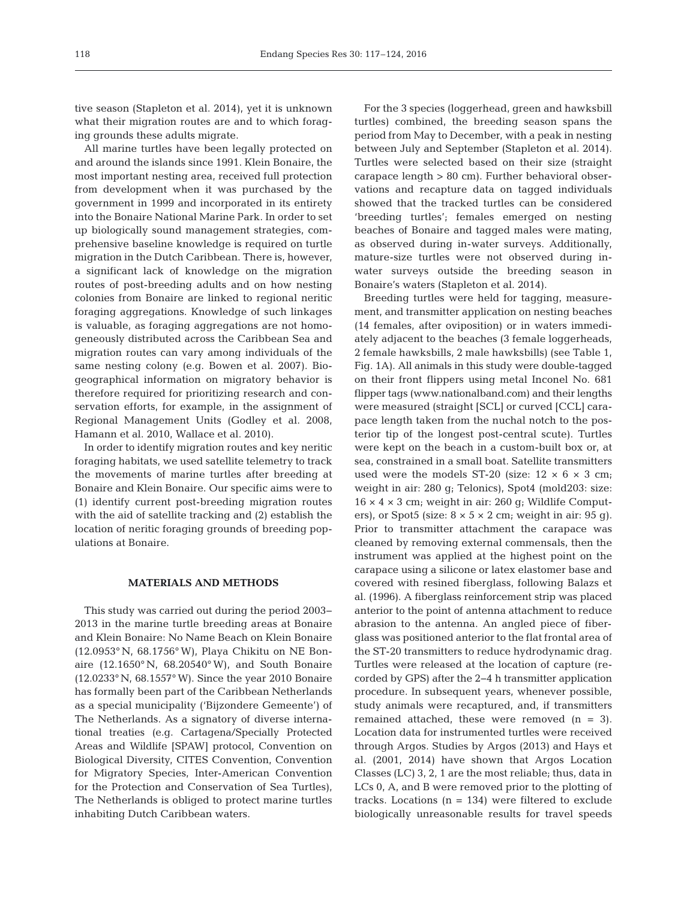tive season (Stapleton et al. 2014), yet it is unknown what their migration routes are and to which foraging grounds these adults migrate.

All marine turtles have been legally protected on and around the islands since 1991. Klein Bonaire, the most important nesting area, received full protection from development when it was purchased by the government in 1999 and incorporated in its entirety into the Bonaire National Marine Park. In order to set up biologically sound management strategies, comprehensive baseline knowledge is required on turtle migration in the Dutch Caribbean. There is, however, a significant lack of knowledge on the migration routes of post-breeding adults and on how nesting colonies from Bonaire are linked to regional neritic foraging aggregations. Knowledge of such linkages is valuable, as foraging aggregations are not homogeneously distributed across the Caribbean Sea and migration routes can vary among individuals of the same nesting colony (e.g. Bowen et al. 2007). Biogeographical information on migratory behavior is therefore required for prioritizing research and conservation efforts, for example, in the assignment of Regional Management Units (Godley et al. 2008, Hamann et al. 2010, Wallace et al. 2010).

In order to identify migration routes and key neritic foraging habitats, we used satellite telemetry to track the movements of marine turtles after breeding at Bonaire and Klein Bonaire. Our specific aims were to (1) identify current post-breeding migration routes with the aid of satellite tracking and (2) establish the location of neritic foraging grounds of breeding populations at Bonaire.

## MATERIALS AND METHODS

This study was carried out during the period 2003–2013 in the marine turtle breeding areas at Bonaire and Klein Bonaire: No Name Beach on Klein Bonaire (12.0953° N, 68.1756° W), Playa Chikitu on NE Bonaire (12.1650° N, 68.20540° W), and South Bonaire (12.0233° N, 68.1557° W). Since the year 2010 Bonaire has formally been part of the Caribbean Netherlands as a special municipality ('Bijzondere Gemeente') of The Netherlands. As a signatory of diverse international treaties (e.g. Cartagena/Specially Protected Areas and Wildlife [SPAW] protocol, Convention on Biological Diversity, CITES Convention, Convention for Migratory Species, Inter-American Convention for the Protection and Conservation of Sea Turtles), The Netherlands is obliged to protect marine turtles inhabiting Dutch Caribbean waters.

For the 3 species (loggerhead, green and hawksbill turtles) combined, the breeding season spans the period from May to December, with a peak in nesting between July and September (Stapleton et al. 2014). Turtles were selected based on their size (straight carapace length > 80 cm). Further behavioral observations and recapture data on tagged individuals showed that the tracked turtles can be considered 'breeding turtles'; females emerged on nesting beaches of Bonaire and tagged males were mating, as observed during in-water surveys. Additionally, mature-size turtles were not observed during in-water surveys outside the breeding season in Bonaire's waters (Stapleton et al. 2014).

Breeding turtles were held for tagging, measurement, and transmitter application on nesting beaches (14 females, after oviposition) or in waters immediately adjacent to the beaches (3 female loggerheads, 2 female hawksbills, 2 male hawksbills) (see Table 1, Fig. 1A). All animals in this study were double-tagged on their front flippers using metal Inconel No. 681 flipper tags (www.nationalband.com) and their lengths were measured (straight [SCL] or curved [CCL] carapace length taken from the nuchal notch to the posterior tip of the longest post-central scute). Turtles were kept on the beach in a custom-built box or, at sea, constrained in a small boat. Satellite transmitters used were the models ST-20 (size: 12 × 6 × 3 cm; weight in air: 280 g; Telonics), Spot4 (mold203: size: 16 × 4 × 3 cm; weight in air: 260 g; Wildlife Computers), or Spot5 (size: 8 × 5 × 2 cm; weight in air: 95 g). Prior to transmitter attachment the carapace was cleaned by removing external commensals, then the instrument was applied at the highest point on the carapace using a silicone or latex elastomer base and covered with resined fiberglass, following Balazs et al. (1996). A fiberglass reinforcement strip was placed anterior to the point of antenna attachment to reduce abrasion to the antenna. An angled piece of fiberglass was positioned anterior to the flat frontal area of the ST-20 transmitters to reduce hydrodynamic drag. Turtles were released at the location of capture (recorded by GPS) after the 2–4 h transmitter application procedure. In subsequent years, whenever possible, study animals were recaptured, and, if transmitters remained attached, these were removed (n = 3). Location data for instrumented turtles were received through Argos. Studies by Argos (2013) and Hays et al. (2001, 2014) have shown that Argos Location Classes (LC) 3, 2, 1 are the most reliable; thus, data in LCs 0, A, and B were removed prior to the plotting of tracks. Locations (n = 134) were filtered to exclude biologically unreasonable results for travel speeds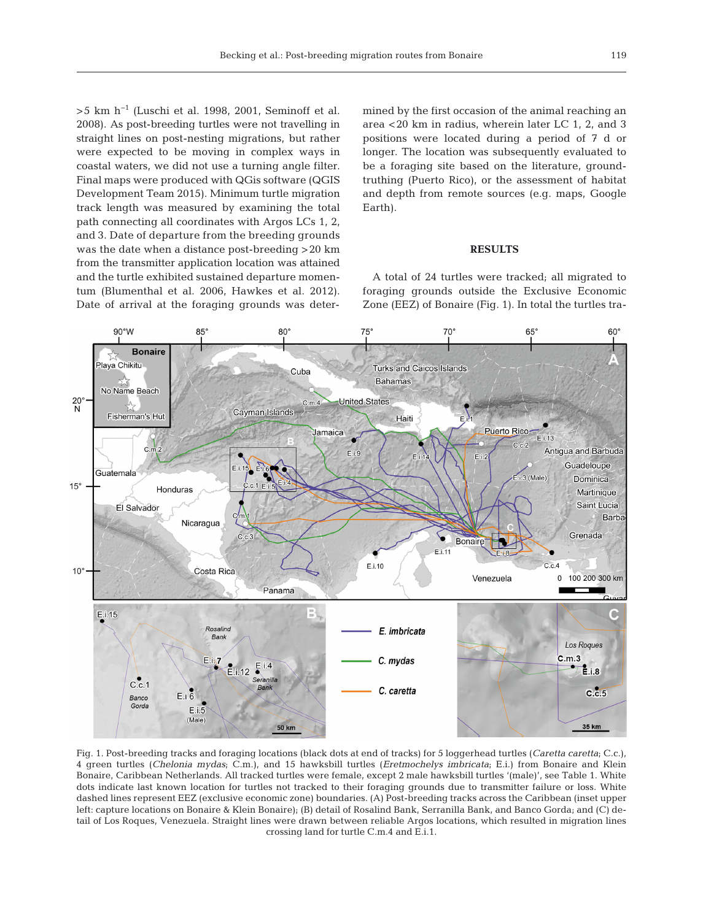>5 km $h^{-1}$ (Luschi et al. 1998, 2001, Seminoff et al. 2008). As post-breeding turtles were not travelling in straight lines on post-nesting migrations, but rather were expected to be moving in complex ways in coastal waters, we did not use a turning angle filter. Final maps were produced with QGis software (QGIS Development Team 2015). Minimum turtle migration track length was measured by examining the total path connecting all coordinates with Argos LCs 1, 2, and 3. Date of departure from the breeding grounds was the date when a distance post-breeding >20 km from the transmitter application location was attained and the turtle exhibited sustained departure momentum (Blumenthal et al. 2006, Hawkes et al. 2012). Date of arrival at the foraging grounds was determined by the first occasion of the animal reaching an area <20 km in radius, wherein later LC 1, 2, and 3 positions were located during a period of 7 d or longer. The location was subsequently evaluated to be a foraging site based on the literature, ground-truthing (Puerto Rico), or the assessment of habitat and depth from remote sources (e.g. maps, Google Earth).

## RESULTS

A total of 24 turtles were tracked; all migrated to foraging grounds outside the Exclusive Economic Zone (EEZ) of Bonaire (Fig. 1). In total the turtles tra-

Fig. 1. Post-breeding tracks and foraging locations (black dots at end of tracks) for 5 loggerhead turtles (*Caretta caretta*; C.c.), 4 green turtles (*Chelonia mydas*; C.m.), and 15 hawksbill turtles (*Eretmochelys imbricata*; E.i.) from Bonaire and Klein Bonaire, Caribbean Netherlands. All tracked turtles were female, except 2 male hawksbill turtles '(male)', see Table 1. White dots indicate last known location for turtles not tracked to their foraging grounds due to transmitter failure or loss. White dashed lines represent EEZ (exclusive economic zone) boundaries. (A) Post-breeding tracks across the Caribbean (inset upper left: capture locations on Bonaire & Klein Bonaire); (B) detail of Rosalind Bank, Serranilla Bank, and Banco Gorda; and (C) detail of Los Roques, Venezuela. Straight lines were drawn between reliable Argos locations, which resulted in migration lines crossing land for turtle C.m.4 and E.i.1.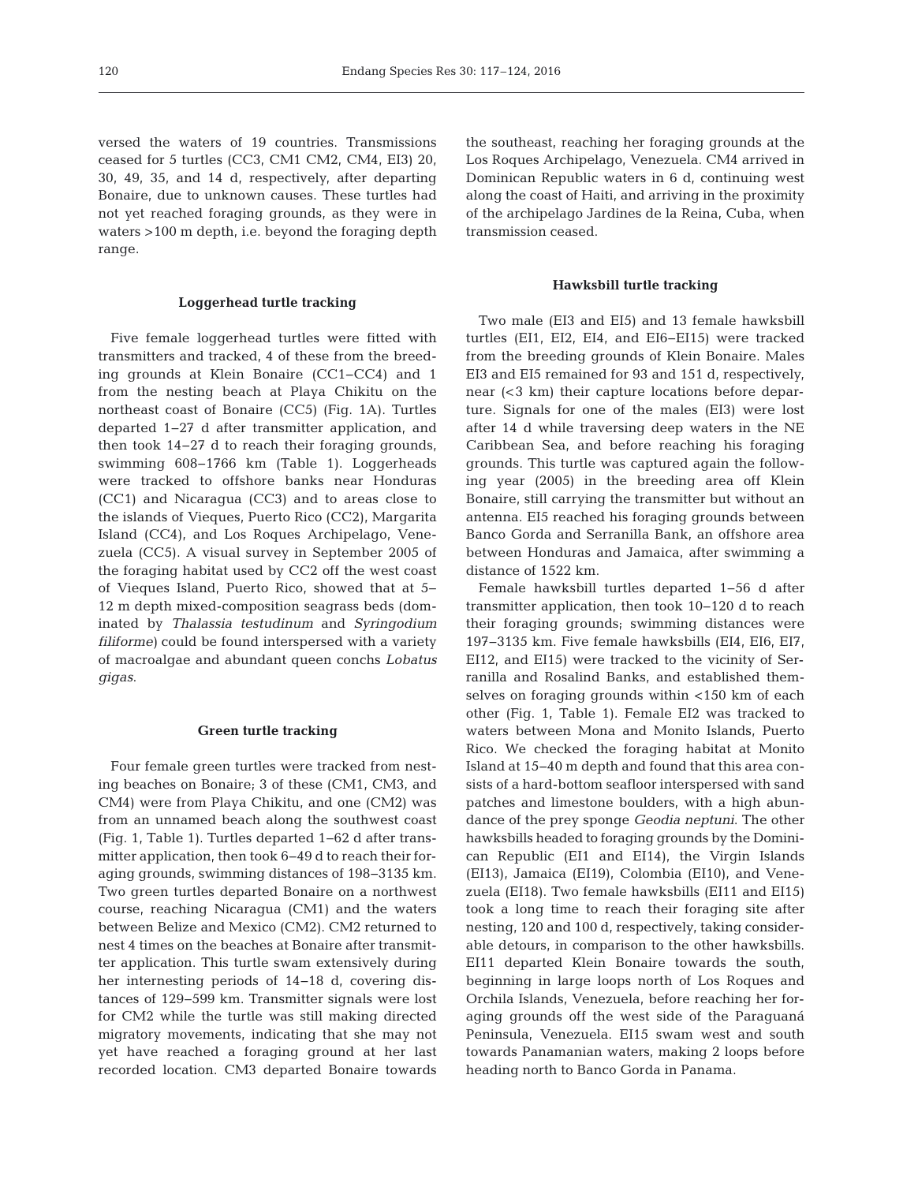versed the waters of 19 countries. Transmissions ceased for 5 turtles (CC3, CM1 CM2, CM4, EI3) 20, 30, 49, 35, and 14 d, respectively, after departing Bonaire, due to unknown causes. These turtles had not yet reached foraging grounds, as they were in waters >100 m depth, i.e. beyond the foraging depth range.

### Loggerhead turtle tracking

Five female loggerhead turtles were fitted with transmitters and tracked, 4 of these from the breeding grounds at Klein Bonaire (CC1–CC4) and 1 from the nesting beach at Playa Chikitu on the northeast coast of Bonaire (CC5) (Fig. 1A). Turtles departed 1–27 d after transmitter application, and then took 14–27 d to reach their foraging grounds, swimming 608–1766 km (Table 1). Loggerheads were tracked to offshore banks near Honduras (CC1) and Nicaragua (CC3) and to areas close to the islands of Vieques, Puerto Rico (CC2), Margarita Island (CC4), and Los Roques Archipelago, Venezuela (CC5). A visual survey in September 2005 of the foraging habitat used by CC2 off the west coast of Vieques Island, Puerto Rico, showed that at 5–12 m depth mixed-composition seagrass beds (dominated by *Thalassia testudinum* and *Syringodium filiforme*) could be found interspersed with a variety of macroalgae and abundant queen conchs *Lobatus gigas*.

### Green turtle tracking

Four female green turtles were tracked from nesting beaches on Bonaire; 3 of these (CM1, CM3, and CM4) were from Playa Chikitu, and one (CM2) was from an unnamed beach along the southwest coast (Fig. 1, Table 1). Turtles departed 1–62 d after transmitter application, then took 6–49 d to reach their foraging grounds, swimming distances of 198–3135 km. Two green turtles departed Bonaire on a northwest course, reaching Nicaragua (CM1) and the waters between Belize and Mexico (CM2). CM2 returned to nest 4 times on the beaches at Bonaire after transmitter application. This turtle swam extensively during her internesting periods of 14–18 d, covering distances of 129–599 km. Transmitter signals were lost for CM2 while the turtle was still making directed migratory movements, indicating that she may not yet have reached a foraging ground at her last recorded location. CM3 departed Bonaire towards the southeast, reaching her foraging grounds at the Los Roques Archipelago, Venezuela. CM4 arrived in Dominican Republic waters in 6 d, continuing west along the coast of Haiti, and arriving in the proximity of the archipelago Jardines de la Reina, Cuba, when transmission ceased.

### Hawksbill turtle tracking

Two male (EI3 and EI5) and 13 female hawksbill turtles (EI1, EI2, EI4, and EI6–EI15) were tracked from the breeding grounds of Klein Bonaire. Males EI3 and EI5 remained for 93 and 151 d, respectively, near (<3 km) their capture locations before departure. Signals for one of the males (EI3) were lost after 14 d while traversing deep waters in the NE Caribbean Sea, and before reaching his foraging grounds. This turtle was captured again the following year (2005) in the breeding area off Klein Bonaire, still carrying the transmitter but without an antenna. EI5 reached his foraging grounds between Banco Gorda and Serranilla Bank, an offshore area between Honduras and Jamaica, after swimming a distance of 1522 km.

Female hawksbill turtles departed 1–56 d after transmitter application, then took 10–120 d to reach their foraging grounds; swimming distances were 197–3135 km. Five female hawksbills (EI4, EI6, EI7, EI12, and EI15) were tracked to the vicinity of Serranilla and Rosalind Banks, and established themselves on foraging grounds within <150 km of each other (Fig. 1, Table 1). Female EI2 was tracked to waters between Mona and Monito Islands, Puerto Rico. We checked the foraging habitat at Monito Island at 15–40 m depth and found that this area consists of a hard-bottom seafloor interspersed with sand patches and limestone boulders, with a high abundance of the prey sponge *Geodia neptuni*. The other hawksbills headed to foraging grounds by the Dominican Republic (EI1 and EI14), the Virgin Islands (EI13), Jamaica (EI19), Colombia (EI10), and Venezuela (EI18). Two female hawksbills (EI11 and EI15) took a long time to reach their foraging site after nesting, 120 and 100 d, respectively, taking considerable detours, in comparison to the other hawksbills. EI11 departed Klein Bonaire towards the south, beginning in large loops north of Los Roques and Orchila Islands, Venezuela, before reaching her foraging grounds off the west side of the Paraguaná Peninsula, Venezuela. EI15 swam west and south towards Panamanian waters, making 2 loops before heading north to Banco Gorda in Panama.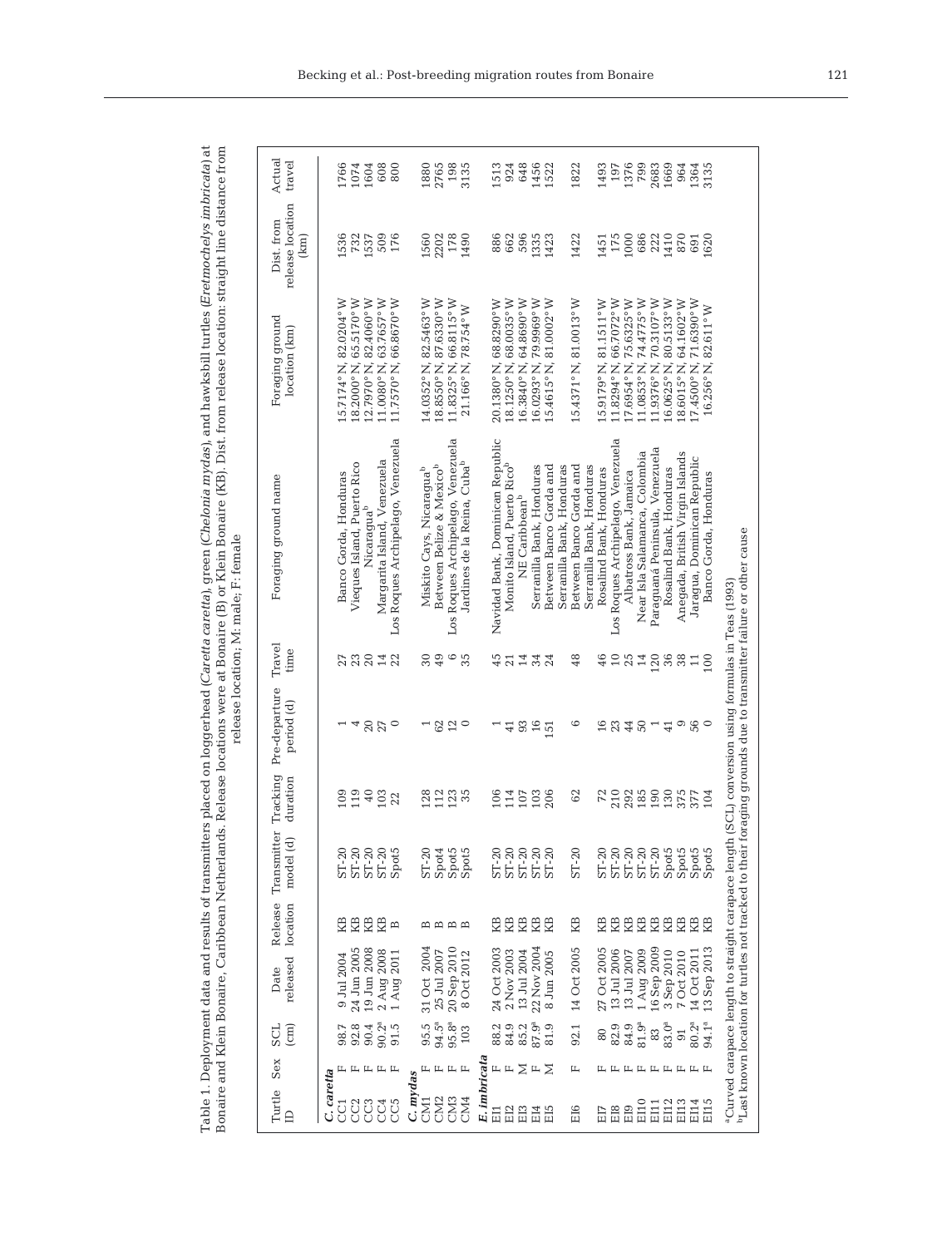Table 1. Deployment data and results of transmitters placed on loggerhead (*Caretta caretta*), green (*Chelonia mydas*), and hawksbill turtles (*Eretmochelys imbricata*) at Bonaire and Klein Bonaire, Caribbean Netherlands. Release locations were at Bonaire (B) or Klein Bonaire (KB). Dist. from release location: straight line distance from release location; M: male; F: female

| Turtle ID | Sex | SCL (cm) | Date released | Release location | Transmitter model (d) | Tracking duration | Pre-departure period (d) | Travel time | Foraging ground name | Foraging ground location (km) | Dist. from release location (km) | Actual travel |
|---|---|---|---|---|---|---|---|---|---|---|---|---|
| *C. caretta* | | | | | | | | | | | | |
| CC1 | F | 98.7 | 9 Jul 2004 | KB | ST-20 | 109 | 1 | 27 | Banco Gorda, Honduras | 15.7174° N, 82.0204° W | 1536 | 1766 |
| CC2 | F | 92.8 | 24 Jun 2005 | KB | ST-20 | 119 | 4 | 23 | Vieques Island, Puerto Rico | 18.2000° N, 65.5170° W | 732 | 1074 |
| CC3 | F | 90.4 | 19 Jun 2008 | KB | ST-20 | 40 | 20 | 20 | Nicaragua[b] | 12.7970° N, 82.4060° W | 1537 | 1604 |
| CC4 | F | 90.2[a] | 2 Aug 2008 | KB | ST-20 | 103 | 27 | 14 | Margarita Island, Venezuela | 11.0080° N, 63.7657° W | 509 | 608 |
| CC5 | F | 91.5 | 1 Aug 2011 | B | Spot5 | 22 | 0 | 22 | Los Roques Archipelago, Venezuela | 11.7570° N, 66.8670° W | 176 | 800 |
| *C. mydas* | | | | | | | | | | | | |
| CM1 | F | 95.5 | 31 Oct 2004 | B | ST-20 | 128 | 1 | 30 | Miskito Cays, Nicaragua[b] | 14.0352° N, 82.5463° W | 1560 | 1880 |
| CM2 | F | 94.5[a] | 25 Jul 2007 | B | Spot4 | 112 | 62 | 49 | Between Belize & Mexico[b] | 18.8550° N, 87.6330° W | 2202 | 2765 |
| CM3 | F | 95.8[a] | 20 Sep 2010 | B | Spot5 | 123 | 12 | 6 | Los Roques Archipelago, Venezuela | 11.8325° N, 66.8115° W | 178 | 198 |
| CM4 | F | 103 | 8 Oct 2012 | B | Spot5 | 35 | 0 | 35 | Jardines de la Reina, Cuba[b] | 21.166° N, 78.754° W | 1490 | 3135 |
| *E. imbricata* | | | | | | | | | | | | |
| EI1 | F | 88.2 | 24 Oct 2003 | KB | ST-20 | 106 | 1 | 45 | Navidad Bank, Dominican Republic | 20.1380° N, 68.8290° W | 886 | 1513 |
| EI2 | F | 84.9 | 2 Nov 2003 | KB | ST-20 | 114 | 41 | 21 | Monito Island, Puerto Rico[b] | 18.1250° N, 68.0035° W | 662 | 924 |
| EI3 | M | 85.2 | 13 Jul 2004 | KB | ST-20 | 107 | 93 | 14 | NE Caribbean[b] | 16.3840° N, 64.8690° W | 596 | 648 |
| EI4 | F | 87.9[a] | 22 Nov 2004 | KB | ST-20 | 103 | 16 | 34 | Serranilla Bank, Honduras | 16.0293° N, 79.9969° W | 1335 | 1456 |
| EI5 | M | 81.9 | 8 Jun 2005 | KB | ST-20 | 206 | 151 | 24 | Between Banco Gorda and Serranilla Bank, Honduras | 15.4615° N, 81.0002° W | 1423 | 1522 |
| EI6 | F | 92.1 | 14 Oct 2005 | KB | ST-20 | 62 | 6 | 48 | Between Banco Gorda and Serranilla Bank, Honduras | 15.4371° N, 81.0013° W | 1422 | 1822 |
| EI7 | F | 80 | 27 Oct 2005 | KB | ST-20 | 72 | 16 | 46 | Rosalind Bank, Honduras | 15.9179° N, 81.1511° W | 1451 | 1493 |
| EI8 | F | 82.9 | 13 Jul 2006 | KB | ST-20 | 210 | 23 | 10 | Los Roques Archipelago, Venezuela | 11.8294° N, 66.7072° W | 175 | 197 |
| EI9 | F | 84.9 | 13 Jul 2007 | KB | ST-20 | 292 | 44 | 25 | Albatross Bank, Jamaica | 17.6954° N, 75.6325° W | 1000 | 1376 |
| EI10 | F | 81.9[a] | 1 Aug 2009 | KB | ST-20 | 185 | 50 | 14 | Near Isla Salamanca, Colombia | 11.0853° N, 74.4775° W | 686 | 799 |
| EI11 | F | 83 | 16 Sep 2009 | KB | ST-20 | 190 | 1 | 120 | Paraguaná Peninsula, Venezuela | 11.9376° N, 70.3107° W | 222 | 2683 |
| EI12 | F | 83.0[a] | 3 Sep 2010 | KB | Spot5 | 130 | 41 | 36 | Rosalind Bank, Honduras | 16.0625° N, 80.5133° W | 1410 | 1669 |
| EI13 | F | 91 | 7 Oct 2010 | KB | Spot5 | 375 | 9 | 38 | Anegada, British Virgin Islands | 18.6015° N, 64.1602° W | 870 | 964 |
| EI14 | F | 80.2[a] | 14 Oct 2011 | KB | Spot5 | 377 | 56 | 11 | Jaragua, Dominican Republic | 17.4500° N, 71.6390° W | 691 | 1364 |
| EI15 | F | 94.1[a] | 13 Sep 2013 | KB | Spot5 | 104 | 0 | 100 | Banco Gorda, Honduras | 16.256° N, 82.611° W | 1620 | 3135 |

[a]Curved carapace length to straight carapace length (SCL) conversion using formulas in Teas (1993)
[b]Last known location for turtles not tracked to their foraging grounds due to transmitter failure or other cause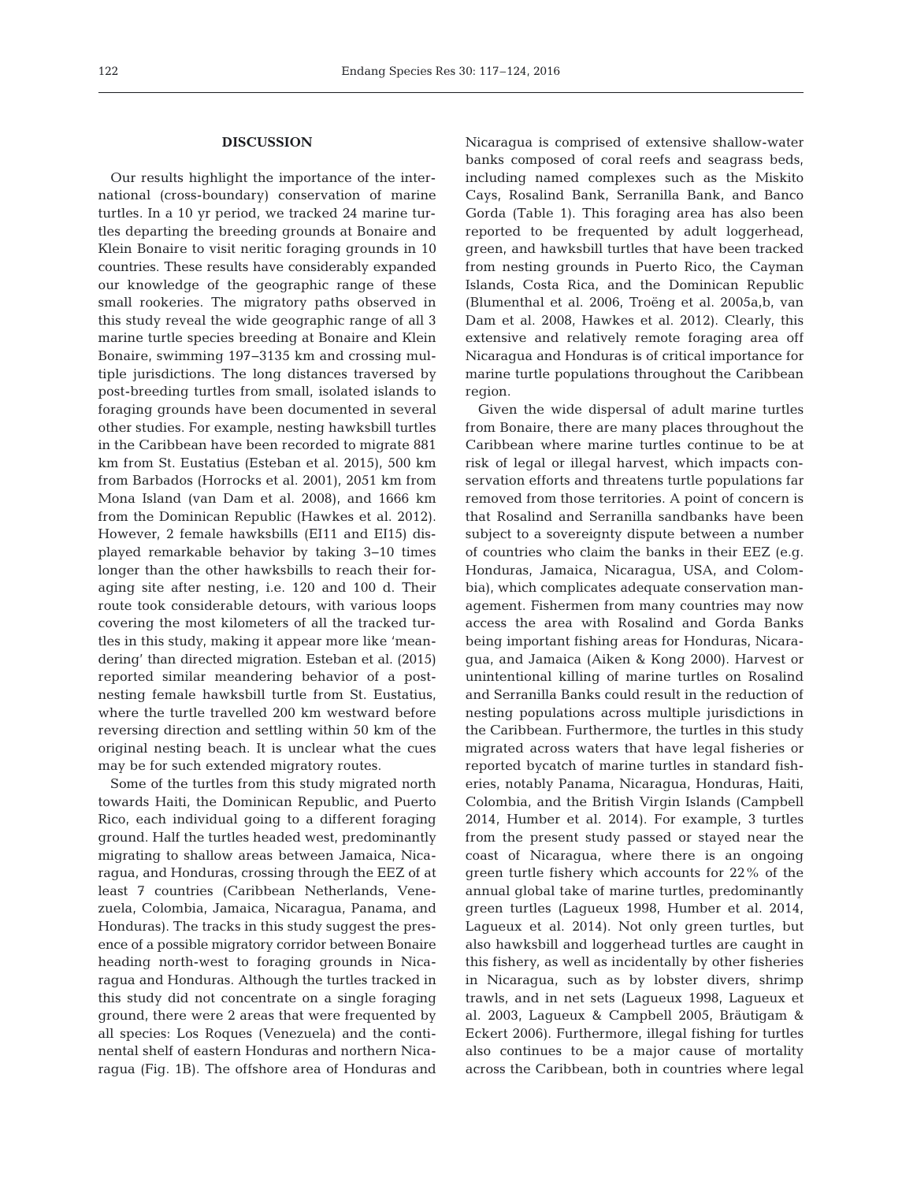## DISCUSSION

Our results highlight the importance of the international (cross-boundary) conservation of marine turtles. In a 10 yr period, we tracked 24 marine turtles departing the breeding grounds at Bonaire and Klein Bonaire to visit neritic foraging grounds in 10 countries. These results have considerably expanded our knowledge of the geographic range of these small rookeries. The migratory paths observed in this study reveal the wide geographic range of all 3 marine turtle species breeding at Bonaire and Klein Bonaire, swimming 197–3135 km and crossing multiple jurisdictions. The long distances traversed by post-breeding turtles from small, isolated islands to foraging grounds have been documented in several other studies. For example, nesting hawksbill turtles in the Caribbean have been recorded to migrate 881 km from St. Eustatius (Esteban et al. 2015), 500 km from Barbados (Horrocks et al. 2001), 2051 km from Mona Island (van Dam et al. 2008), and 1666 km from the Dominican Republic (Hawkes et al. 2012). However, 2 female hawksbills (EI11 and EI15) displayed remarkable behavior by taking 3–10 times longer than the other hawksbills to reach their foraging site after nesting, i.e. 120 and 100 d. Their route took considerable detours, with various loops covering the most kilometers of all the tracked turtles in this study, making it appear more like 'meandering' than directed migration. Esteban et al. (2015) reported similar meandering behavior of a post-nesting female hawksbill turtle from St. Eustatius, where the turtle travelled 200 km westward before reversing direction and settling within 50 km of the original nesting beach. It is unclear what the cues may be for such extended migratory routes.

Some of the turtles from this study migrated north towards Haiti, the Dominican Republic, and Puerto Rico, each individual going to a different foraging ground. Half the turtles headed west, predominantly migrating to shallow areas between Jamaica, Nicaragua, and Honduras, crossing through the EEZ of at least 7 countries (Caribbean Netherlands, Venezuela, Colombia, Jamaica, Nicaragua, Panama, and Honduras). The tracks in this study suggest the presence of a possible migratory corridor between Bonaire heading north-west to foraging grounds in Nicaragua and Honduras. Although the turtles tracked in this study did not concentrate on a single foraging ground, there were 2 areas that were frequented by all species: Los Roques (Venezuela) and the continental shelf of eastern Honduras and northern Nicaragua (Fig. 1B). The offshore area of Honduras and Nicaragua is comprised of extensive shallow-water banks composed of coral reefs and seagrass beds, including named complexes such as the Miskito Cays, Rosalind Bank, Serranilla Bank, and Banco Gorda (Table 1). This foraging area has also been reported to be frequented by adult loggerhead, green, and hawksbill turtles that have been tracked from nesting grounds in Puerto Rico, the Cayman Islands, Costa Rica, and the Dominican Republic (Blumenthal et al. 2006, Troëng et al. 2005a,b, van Dam et al. 2008, Hawkes et al. 2012). Clearly, this extensive and relatively remote foraging area off Nicaragua and Honduras is of critical importance for marine turtle populations throughout the Caribbean region.

Given the wide dispersal of adult marine turtles from Bonaire, there are many places throughout the Caribbean where marine turtles continue to be at risk of legal or illegal harvest, which impacts conservation efforts and threatens turtle populations far removed from those territories. A point of concern is that Rosalind and Serranilla sandbanks have been subject to a sovereignty dispute between a number of countries who claim the banks in their EEZ (e.g. Honduras, Jamaica, Nicaragua, USA, and Colombia), which complicates adequate conservation management. Fishermen from many countries may now access the area with Rosalind and Gorda Banks being important fishing areas for Honduras, Nicaragua, and Jamaica (Aiken & Kong 2000). Harvest or unintentional killing of marine turtles on Rosalind and Serranilla Banks could result in the reduction of nesting populations across multiple jurisdictions in the Caribbean. Furthermore, the turtles in this study migrated across waters that have legal fisheries or reported bycatch of marine turtles in standard fisheries, notably Panama, Nicaragua, Honduras, Haiti, Colombia, and the British Virgin Islands (Campbell 2014, Humber et al. 2014). For example, 3 turtles from the present study passed or stayed near the coast of Nicaragua, where there is an ongoing green turtle fishery which accounts for 22% of the annual global take of marine turtles, predominantly green turtles (Lagueux 1998, Humber et al. 2014, Lagueux et al. 2014). Not only green turtles, but also hawksbill and loggerhead turtles are caught in this fishery, as well as incidentally by other fisheries in Nicaragua, such as by lobster divers, shrimp trawls, and in net sets (Lagueux 1998, Lagueux et al. 2003, Lagueux & Campbell 2005, Bräutigam & Eckert 2006). Furthermore, illegal fishing for turtles also continues to be a major cause of mortality across the Caribbean, both in countries where legal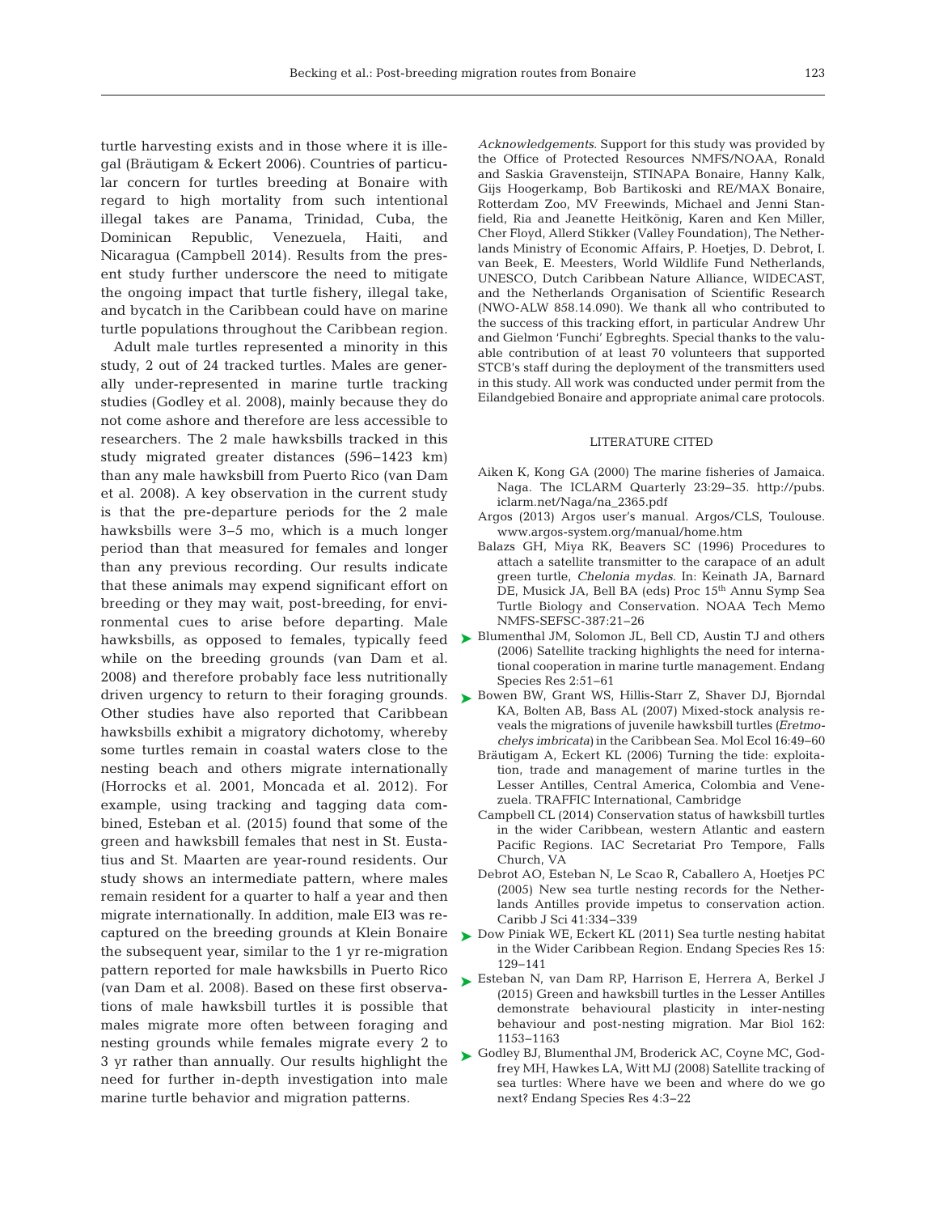turtle harvesting exists and in those where it is illegal (Bräutigam & Eckert 2006). Countries of particular concern for turtles breeding at Bonaire with regard to high mortality from such intentional illegal takes are Panama, Trinidad, Cuba, the Dominican Republic, Venezuela, Haiti, and Nicaragua (Campbell 2014). Results from the present study further underscore the need to mitigate the ongoing impact that turtle fishery, illegal take, and bycatch in the Caribbean could have on marine turtle populations throughout the Caribbean region.

Adult male turtles represented a minority in this study, 2 out of 24 tracked turtles. Males are generally under-represented in marine turtle tracking studies (Godley et al. 2008), mainly because they do not come ashore and therefore are less accessible to researchers. The 2 male hawksbills tracked in this study migrated greater distances (596–1423 km) than any male hawksbill from Puerto Rico (van Dam et al. 2008). A key observation in the current study is that the pre-departure periods for the 2 male hawksbills were 3–5 mo, which is a much longer period than that measured for females and longer than any previous recording. Our results indicate that these animals may expend significant effort on breeding or they may wait, post-breeding, for environmental cues to arise before departing. Male hawksbills, as opposed to females, typically feed while on the breeding grounds (van Dam et al. 2008) and therefore probably face less nutritionally driven urgency to return to their foraging grounds. Other studies have also reported that Caribbean hawksbills exhibit a migratory dichotomy, whereby some turtles remain in coastal waters close to the nesting beach and others migrate internationally (Horrocks et al. 2001, Moncada et al. 2012). For example, using tracking and tagging data combined, Esteban et al. (2015) found that some of the green and hawksbill females that nest in St. Eustatius and St. Maarten are year-round residents. Our study shows an intermediate pattern, where males remain resident for a quarter to half a year and then migrate internationally. In addition, male EI3 was recaptured on the breeding grounds at Klein Bonaire the subsequent year, similar to the 1 yr re-migration pattern reported for male hawksbills in Puerto Rico (van Dam et al. 2008). Based on these first observations of male hawksbill turtles it is possible that males migrate more often between foraging and nesting grounds while females migrate every 2 to 3 yr rather than annually. Our results highlight the need for further in-depth investigation into male marine turtle behavior and migration patterns.

*Acknowledgements*. Support for this study was provided by the Office of Protected Resources NMFS/NOAA, Ronald and Saskia Gravensteijn, STINAPA Bonaire, Hanny Kalk, Gijs Hoogerkamp, Bob Bartikoski and RE/MAX Bonaire, Rotterdam Zoo, MV Freewinds, Michael and Jenni Stanfield, Ria and Jeanette Heitkönig, Karen and Ken Miller, Cher Floyd, Allerd Stikker (Valley Foundation), The Netherlands Ministry of Economic Affairs, P. Hoetjes, D. Debrot, I. van Beek, E. Meesters, World Wildlife Fund Netherlands, UNESCO, Dutch Caribbean Nature Alliance, WIDECAST, and the Netherlands Organisation of Scientific Research (NWO-ALW 858.14.090). We thank all who contributed to the success of this tracking effort, in particular Andrew Uhr and Gielmon 'Funchi' Egbreghts. Special thanks to the valuable contribution of at least 70 volunteers that supported STCB's staff during the deployment of the transmitters used in this study. All work was conducted under permit from the Eilandgebied Bonaire and appropriate animal care protocols.

## LITERATURE CITED

- Aiken K, Kong GA (2000) The marine fisheries of Jamaica. Naga. The ICLARM Quarterly 23:29–35. http://pubs.iclarm.net/Naga/na_2365.pdf
- Argos (2013) Argos user's manual. Argos/CLS, Toulouse. www.argos-system.org/manual/home.htm
- Balazs GH, Miya RK, Beavers SC (1996) Procedures to attach a satellite transmitter to the carapace of an adult green turtle, *Chelonia mydas*. In: Keinath JA, Barnard DE, Musick JA, Bell BA (eds) Proc 15th Annu Symp Sea Turtle Biology and Conservation. NOAA Tech Memo NMFS-SEFSC-387:21–26
- Blumenthal JM, Solomon JL, Bell CD, Austin TJ and others (2006) Satellite tracking highlights the need for international cooperation in marine turtle management. Endang Species Res 2:51–61
- Bowen BW, Grant WS, Hillis-Starr Z, Shaver DJ, Bjorndal KA, Bolten AB, Bass AL (2007) Mixed-stock analysis reveals the migrations of juvenile hawksbill turtles (*Eretmochelys imbricata*) in the Caribbean Sea. Mol Ecol 16:49–60
- Bräutigam A, Eckert KL (2006) Turning the tide: exploitation, trade and management of marine turtles in the Lesser Antilles, Central America, Colombia and Venezuela. TRAFFIC International, Cambridge
- Campbell CL (2014) Conservation status of hawksbill turtles in the wider Caribbean, western Atlantic and eastern Pacific Regions. IAC Secretariat Pro Tempore, Falls Church, VA
- Debrot AO, Esteban N, Le Scao R, Caballero A, Hoetjes PC (2005) New sea turtle nesting records for the Netherlands Antilles provide impetus to conservation action. Caribb J Sci 41:334–339
- Dow Piniak WE, Eckert KL (2011) Sea turtle nesting habitat in the Wider Caribbean Region. Endang Species Res 15: 129–141
- Esteban N, van Dam RP, Harrison E, Herrera A, Berkel J (2015) Green and hawksbill turtles in the Lesser Antilles demonstrate behavioural plasticity in inter-nesting behaviour and post-nesting migration. Mar Biol 162: 1153–1163
- Godley BJ, Blumenthal JM, Broderick AC, Coyne MC, Godfrey MH, Hawkes LA, Witt MJ (2008) Satellite tracking of sea turtles: Where have we been and where do we go next? Endang Species Res 4:3–22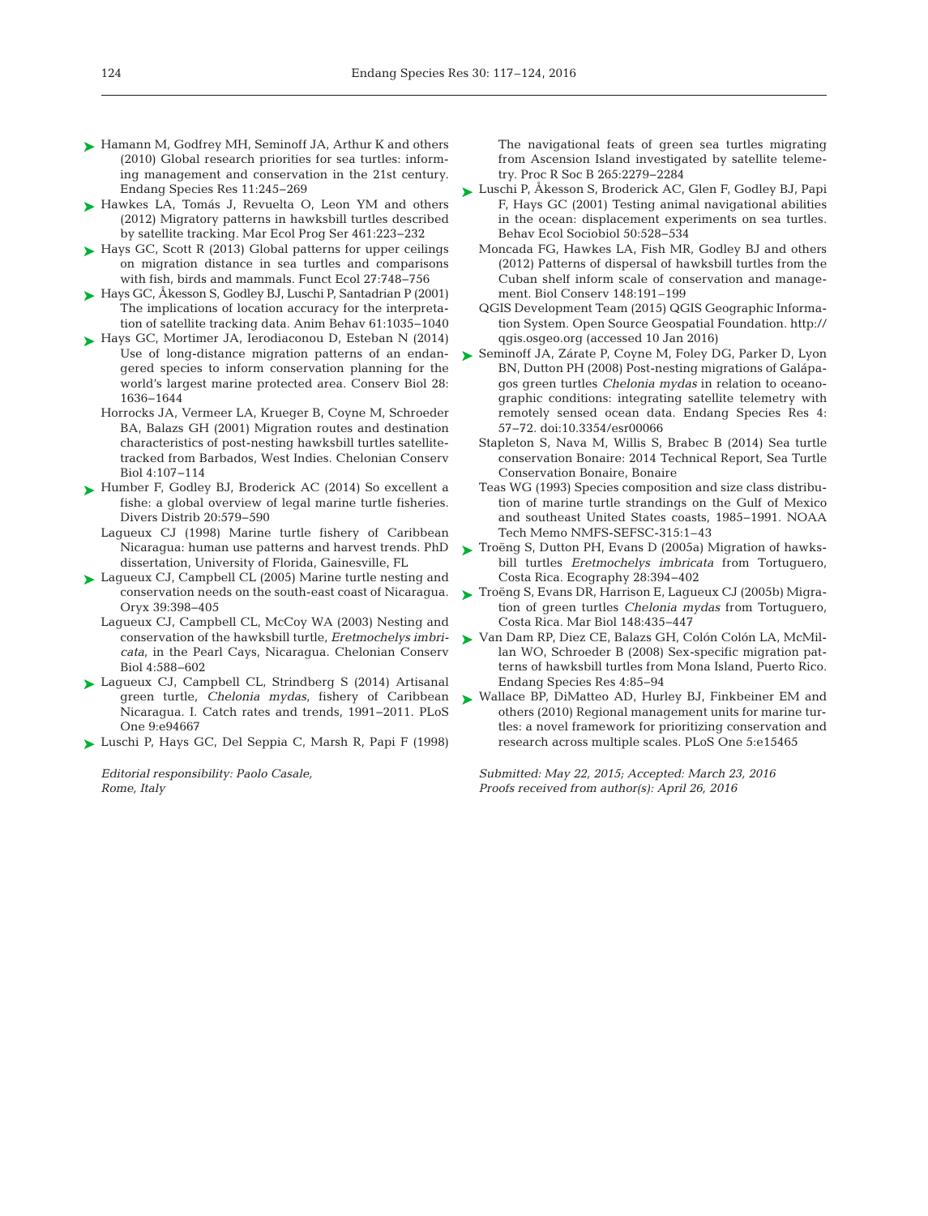Hamann M, Godfrey MH, Seminoff JA, Arthur K and others (2010) Global research priorities for sea turtles: informing management and conservation in the 21st century. Endang Species Res 11:245−269

Hawkes LA, Tomás J, Revuelta O, Leon YM and others (2012) Migratory patterns in hawksbill turtles described by satellite tracking. Mar Ecol Prog Ser 461:223−232

Hays GC, Scott R (2013) Global patterns for upper ceilings on migration distance in sea turtles and comparisons with fish, birds and mammals. Funct Ecol 27:748−756

Hays GC, Åkesson S, Godley BJ, Luschi P, Santadrian P (2001) The implications of location accuracy for the interpretation of satellite tracking data. Anim Behav 61:1035−1040

Hays GC, Mortimer JA, Ierodiaconou D, Esteban N (2014) Use of long-distance migration patterns of an endangered species to inform conservation planning for the world's largest marine protected area. Conserv Biol 28: 1636−1644

Horrocks JA, Vermeer LA, Krueger B, Coyne M, Schroeder BA, Balazs GH (2001) Migration routes and destination characteristics of post-nesting hawksbill turtles satellite-tracked from Barbados, West Indies. Chelonian Conserv Biol 4:107−114

Humber F, Godley BJ, Broderick AC (2014) So excellent a fishe: a global overview of legal marine turtle fisheries. Divers Distrib 20:579−590

Lagueux CJ (1998) Marine turtle fishery of Caribbean Nicaragua: human use patterns and harvest trends. PhD dissertation, University of Florida, Gainesville, FL

Lagueux CJ, Campbell CL (2005) Marine turtle nesting and conservation needs on the south-east coast of Nicaragua. Oryx 39:398−405

Lagueux CJ, Campbell CL, McCoy WA (2003) Nesting and conservation of the hawksbill turtle, *Eretmochelys imbricata*, in the Pearl Cays, Nicaragua. Chelonian Conserv Biol 4:588−602

Lagueux CJ, Campbell CL, Strindberg S (2014) Artisanal green turtle, *Chelonia mydas*, fishery of Caribbean Nicaragua. I. Catch rates and trends, 1991−2011. PLoS One 9:e94667

Luschi P, Hays GC, Del Seppia C, Marsh R, Papi F (1998) The navigational feats of green sea turtles migrating from Ascension Island investigated by satellite telemetry. Proc R Soc B 265:2279−2284

Luschi P, Åkesson S, Broderick AC, Glen F, Godley BJ, Papi F, Hays GC (2001) Testing animal navigational abilities in the ocean: displacement experiments on sea turtles. Behav Ecol Sociobiol 50:528−534

Moncada FG, Hawkes LA, Fish MR, Godley BJ and others (2012) Patterns of dispersal of hawksbill turtles from the Cuban shelf inform scale of conservation and management. Biol Conserv 148:191−199

QGIS Development Team (2015) QGIS Geographic Information System. Open Source Geospatial Foundation. http://qgis.osgeo.org (accessed 10 Jan 2016)

Seminoff JA, Zárate P, Coyne M, Foley DG, Parker D, Lyon BN, Dutton PH (2008) Post-nesting migrations of Galápagos green turtles *Chelonia mydas* in relation to oceanographic conditions: integrating satellite telemetry with remotely sensed ocean data. Endang Species Res 4: 57−72. doi:10.3354/esr00066

Stapleton S, Nava M, Willis S, Brabec B (2014) Sea turtle conservation Bonaire: 2014 Technical Report, Sea Turtle Conservation Bonaire, Bonaire

Teas WG (1993) Species composition and size class distribution of marine turtle strandings on the Gulf of Mexico and southeast United States coasts, 1985−1991. NOAA Tech Memo NMFS-SEFSC-315:1−43

Troëng S, Dutton PH, Evans D (2005a) Migration of hawksbill turtles *Eretmochelys imbricata* from Tortuguero, Costa Rica. Ecography 28:394−402

Troëng S, Evans DR, Harrison E, Lagueux CJ (2005b) Migration of green turtles *Chelonia mydas* from Tortuguero, Costa Rica. Mar Biol 148:435−447

Van Dam RP, Diez CE, Balazs GH, Colón Colón LA, McMillan WO, Schroeder B (2008) Sex-specific migration patterns of hawksbill turtles from Mona Island, Puerto Rico. Endang Species Res 4:85−94

Wallace BP, DiMatteo AD, Hurley BJ, Finkbeiner EM and others (2010) Regional management units for marine turtles: a novel framework for prioritizing conservation and research across multiple scales. PLoS One 5:e15465

*Editorial responsibility: Paolo Casale, Rome, Italy*

*Submitted: May 22, 2015; Accepted: March 23, 2016*
*Proofs received from author(s): April 26, 2016*